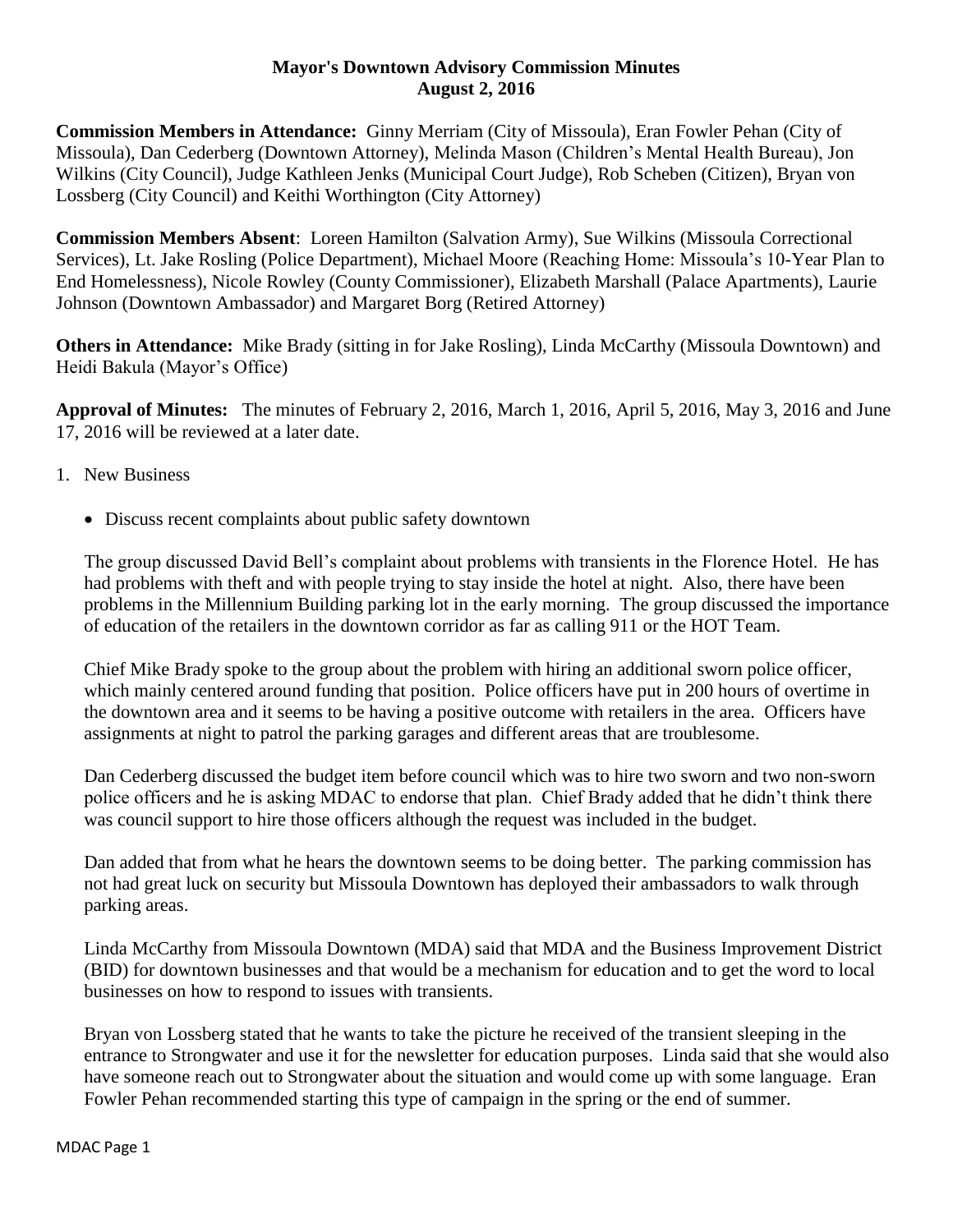**Mayor's Downtown Advisory Commission Minutes**
**August 2, 2016**

**Commission Members in Attendance:** Ginny Merriam (City of Missoula), Eran Fowler Pehan (City of Missoula), Dan Cederberg (Downtown Attorney), Melinda Mason (Children's Mental Health Bureau), Jon Wilkins (City Council), Judge Kathleen Jenks (Municipal Court Judge), Rob Scheben (Citizen), Bryan von Lossberg (City Council) and Keithi Worthington (City Attorney)

**Commission Members Absent**: Loreen Hamilton (Salvation Army), Sue Wilkins (Missoula Correctional Services), Lt. Jake Rosling (Police Department), Michael Moore (Reaching Home: Missoula's 10-Year Plan to End Homelessness), Nicole Rowley (County Commissioner), Elizabeth Marshall (Palace Apartments), Laurie Johnson (Downtown Ambassador) and Margaret Borg (Retired Attorney)

**Others in Attendance:** Mike Brady (sitting in for Jake Rosling), Linda McCarthy (Missoula Downtown) and Heidi Bakula (Mayor's Office)

**Approval of Minutes:** The minutes of February 2, 2016, March 1, 2016, April 5, 2016, May 3, 2016 and June 17, 2016 will be reviewed at a later date.

1. New Business

   - Discuss recent complaints about public safety downtown

   The group discussed David Bell's complaint about problems with transients in the Florence Hotel. He has had problems with theft and with people trying to stay inside the hotel at night. Also, there have been problems in the Millennium Building parking lot in the early morning. The group discussed the importance of education of the retailers in the downtown corridor as far as calling 911 or the HOT Team.

   Chief Mike Brady spoke to the group about the problem with hiring an additional sworn police officer, which mainly centered around funding that position. Police officers have put in 200 hours of overtime in the downtown area and it seems to be having a positive outcome with retailers in the area. Officers have assignments at night to patrol the parking garages and different areas that are troublesome.

   Dan Cederberg discussed the budget item before council which was to hire two sworn and two non-sworn police officers and he is asking MDAC to endorse that plan. Chief Brady added that he didn't think there was council support to hire those officers although the request was included in the budget.

   Dan added that from what he hears the downtown seems to be doing better. The parking commission has not had great luck on security but Missoula Downtown has deployed their ambassadors to walk through parking areas.

   Linda McCarthy from Missoula Downtown (MDA) said that MDA and the Business Improvement District (BID) for downtown businesses and that would be a mechanism for education and to get the word to local businesses on how to respond to issues with transients.

   Bryan von Lossberg stated that he wants to take the picture he received of the transient sleeping in the entrance to Strongwater and use it for the newsletter for education purposes. Linda said that she would also have someone reach out to Strongwater about the situation and would come up with some language. Eran Fowler Pehan recommended starting this type of campaign in the spring or the end of summer.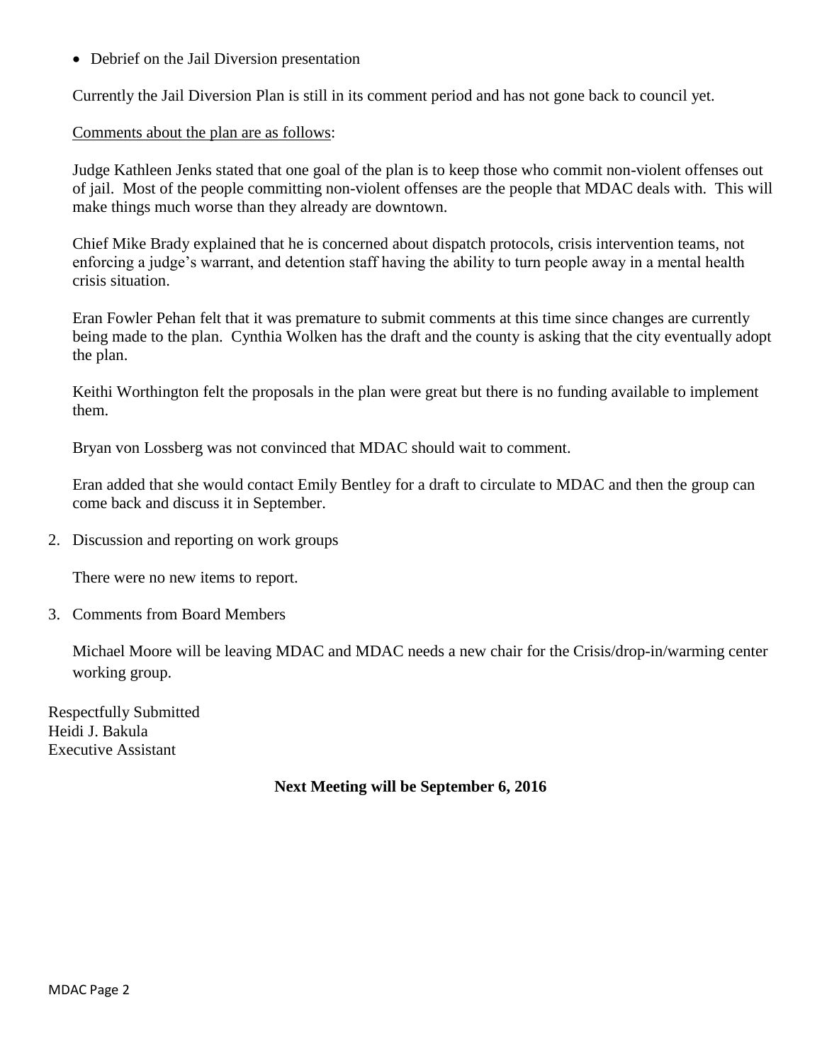- Debrief on the Jail Diversion presentation

Currently the Jail Diversion Plan is still in its comment period and has not gone back to council yet.

Comments about the plan are as follows:

Judge Kathleen Jenks stated that one goal of the plan is to keep those who commit non-violent offenses out of jail. Most of the people committing non-violent offenses are the people that MDAC deals with. This will make things much worse than they already are downtown.

Chief Mike Brady explained that he is concerned about dispatch protocols, crisis intervention teams, not enforcing a judge's warrant, and detention staff having the ability to turn people away in a mental health crisis situation.

Eran Fowler Pehan felt that it was premature to submit comments at this time since changes are currently being made to the plan. Cynthia Wolken has the draft and the county is asking that the city eventually adopt the plan.

Keithi Worthington felt the proposals in the plan were great but there is no funding available to implement them.

Bryan von Lossberg was not convinced that MDAC should wait to comment.

Eran added that she would contact Emily Bentley for a draft to circulate to MDAC and then the group can come back and discuss it in September.

2. Discussion and reporting on work groups

   There were no new items to report.

3. Comments from Board Members

   Michael Moore will be leaving MDAC and MDAC needs a new chair for the Crisis/drop-in/warming center working group.

Respectfully Submitted
Heidi J. Bakula
Executive Assistant

**Next Meeting will be September 6, 2016**